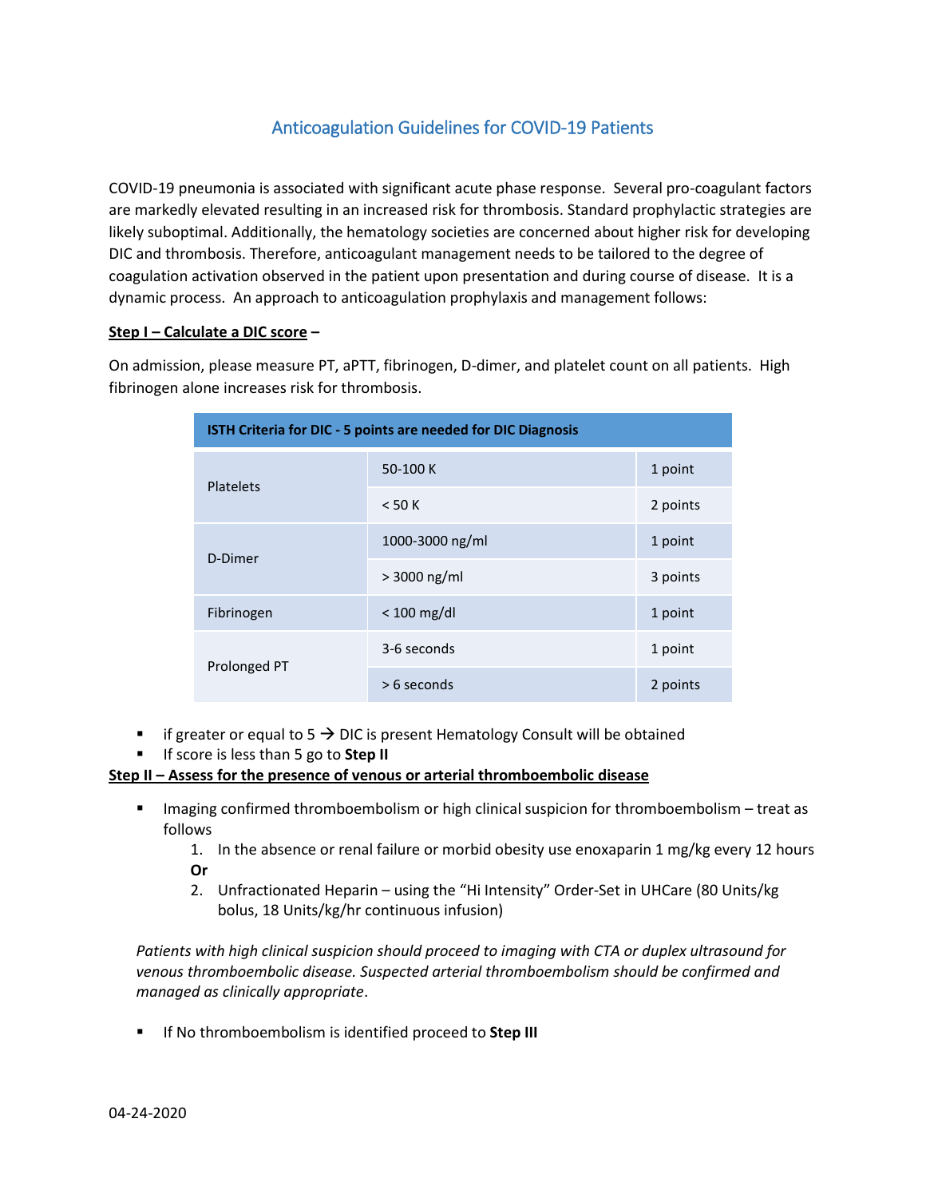# Anticoagulation Guidelines for COVID-19 Patients

COVID-19 pneumonia is associated with significant acute phase response. Several pro-coagulant factors are markedly elevated resulting in an increased risk for thrombosis. Standard prophylactic strategies are likely suboptimal. Additionally, the hematology societies are concerned about higher risk for developing DIC and thrombosis. Therefore, anticoagulant management needs to be tailored to the degree of coagulation activation observed in the patient upon presentation and during course of disease. It is a dynamic process. An approach to anticoagulation prophylaxis and management follows:

**Step I – Calculate a DIC score –**

On admission, please measure PT, aPTT, fibrinogen, D-dimer, and platelet count on all patients. High fibrinogen alone increases risk for thrombosis.

| ISTH Criteria for DIC - 5 points are needed for DIC Diagnosis | | |
|---|---|---|
| Platelets | 50-100 K | 1 point |
| | < 50 K | 2 points |
| D-Dimer | 1000-3000 ng/ml | 1 point |
| | > 3000 ng/ml | 3 points |
| Fibrinogen | < 100 mg/dl | 1 point |
| Prolonged PT | 3-6 seconds | 1 point |
| | > 6 seconds | 2 points |

- if greater or equal to 5 → DIC is present Hematology Consult will be obtained
- If score is less than 5 go to **Step II**

**Step II – Assess for the presence of venous or arterial thromboembolic disease**

- Imaging confirmed thromboembolism or high clinical suspicion for thromboembolism – treat as follows
  1. In the absence or renal failure or morbid obesity use enoxaparin 1 mg/kg every 12 hours
  
  **Or**
  
  2. Unfractionated Heparin – using the "Hi Intensity" Order-Set in UHCare (80 Units/kg bolus, 18 Units/kg/hr continuous infusion)

*Patients with high clinical suspicion should proceed to imaging with CTA or duplex ultrasound for venous thromboembolic disease. Suspected arterial thromboembolism should be confirmed and managed as clinically appropriate*.

- If No thromboembolism is identified proceed to **Step III**

04-24-2020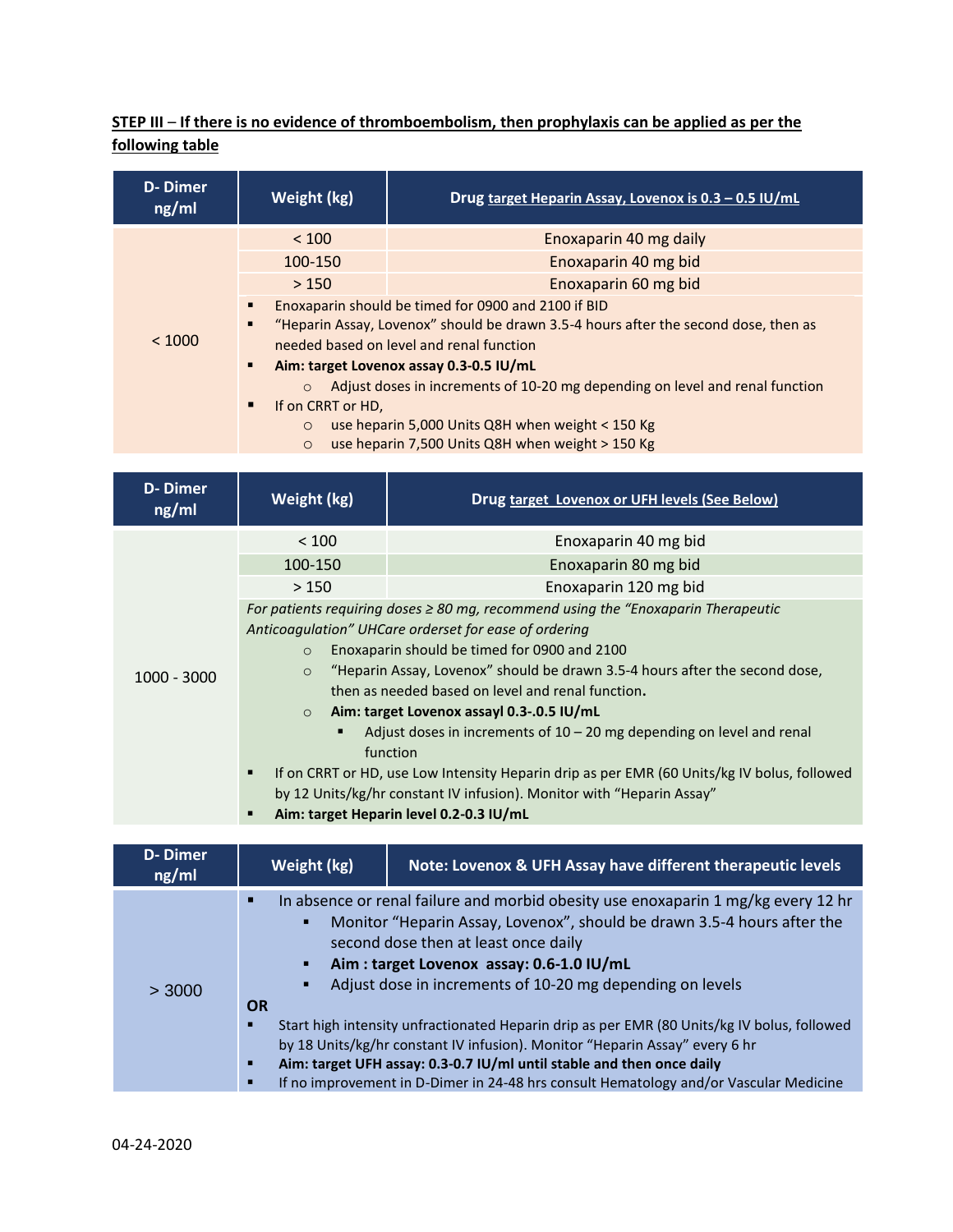**STEP III – If there is no evidence of thromboembolism, then prophylaxis can be applied as per the following table**

| D- Dimer ng/ml | Weight (kg) | Drug target Heparin Assay, Lovenox is 0.3 – 0.5 IU/mL |
|---|---|---|
| < 1000 | < 100 | Enoxaparin 40 mg daily |
| | 100-150 | Enoxaparin 40 mg bid |
| | > 150 | Enoxaparin 60 mg bid |

- Enoxaparin should be timed for 0900 and 2100 if BID
- "Heparin Assay, Lovenox" should be drawn 3.5-4 hours after the second dose, then as needed based on level and renal function
- **Aim: target Lovenox assay 0.3-0.5 IU/mL**
  - Adjust doses in increments of 10-20 mg depending on level and renal function
- If on CRRT or HD,
  - use heparin 5,000 Units Q8H when weight < 150 Kg
  - use heparin 7,500 Units Q8H when weight > 150 Kg

| D- Dimer ng/ml | Weight (kg) | Drug target Lovenox or UFH levels (See Below) |
|---|---|---|
| 1000 - 3000 | < 100 | Enoxaparin 40 mg bid |
| | 100-150 | Enoxaparin 80 mg bid |
| | > 150 | Enoxaparin 120 mg bid |

*For patients requiring doses ≥ 80 mg, recommend using the "Enoxaparin Therapeutic Anticoagulation" UHCare orderset for ease of ordering*

- Enoxaparin should be timed for 0900 and 2100
- "Heparin Assay, Lovenox" should be drawn 3.5-4 hours after the second dose, then as needed based on level and renal function**.**
- **Aim: target Lovenox assayl 0.3-.0.5 IU/mL**
  - Adjust doses in increments of 10 – 20 mg depending on level and renal function
- If on CRRT or HD, use Low Intensity Heparin drip as per EMR (60 Units/kg IV bolus, followed by 12 Units/kg/hr constant IV infusion). Monitor with "Heparin Assay"
- **Aim: target Heparin level 0.2-0.3 IU/mL**

| D- Dimer ng/ml | Weight (kg) | Note: Lovenox & UFH Assay have different therapeutic levels |
|---|---|---|

**> 3000:**

- In absence or renal failure and morbid obesity use enoxaparin 1 mg/kg every 12 hr
  - Monitor "Heparin Assay, Lovenox", should be drawn 3.5-4 hours after the second dose then at least once daily
  - **Aim : target Lovenox assay: 0.6-1.0 IU/mL**
  - Adjust dose in increments of 10-20 mg depending on levels

**OR**

- Start high intensity unfractionated Heparin drip as per EMR (80 Units/kg IV bolus, followed by 18 Units/kg/hr constant IV infusion). Monitor "Heparin Assay" every 6 hr
- **Aim: target UFH assay: 0.3-0.7 IU/ml until stable and then once daily**
- If no improvement in D-Dimer in 24-48 hrs consult Hematology and/or Vascular Medicine

04-24-2020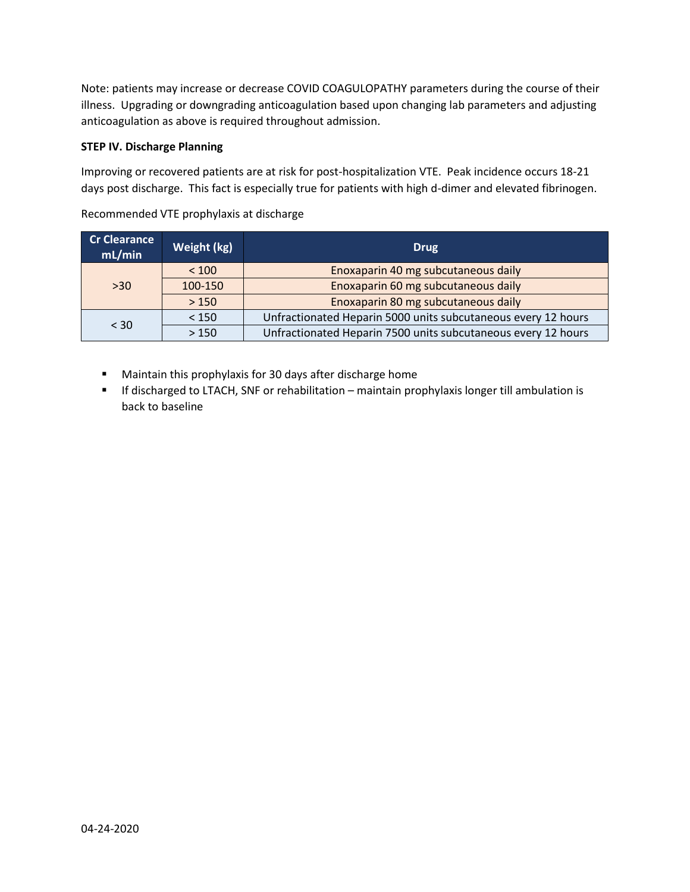Note: patients may increase or decrease COVID COAGULOPATHY parameters during the course of their illness. Upgrading or downgrading anticoagulation based upon changing lab parameters and adjusting anticoagulation as above is required throughout admission.

**STEP IV. Discharge Planning**

Improving or recovered patients are at risk for post-hospitalization VTE. Peak incidence occurs 18-21 days post discharge. This fact is especially true for patients with high d-dimer and elevated fibrinogen.

Recommended VTE prophylaxis at discharge

| Cr Clearance mL/min | Weight (kg) | Drug |
|---|---|---|
| >30 | < 100 | Enoxaparin 40 mg subcutaneous daily |
| | 100-150 | Enoxaparin 60 mg subcutaneous daily |
| | > 150 | Enoxaparin 80 mg subcutaneous daily |
| < 30 | < 150 | Unfractionated Heparin 5000 units subcutaneous every 12 hours |
| | > 150 | Unfractionated Heparin 7500 units subcutaneous every 12 hours |

- Maintain this prophylaxis for 30 days after discharge home
- If discharged to LTACH, SNF or rehabilitation – maintain prophylaxis longer till ambulation is back to baseline

04-24-2020